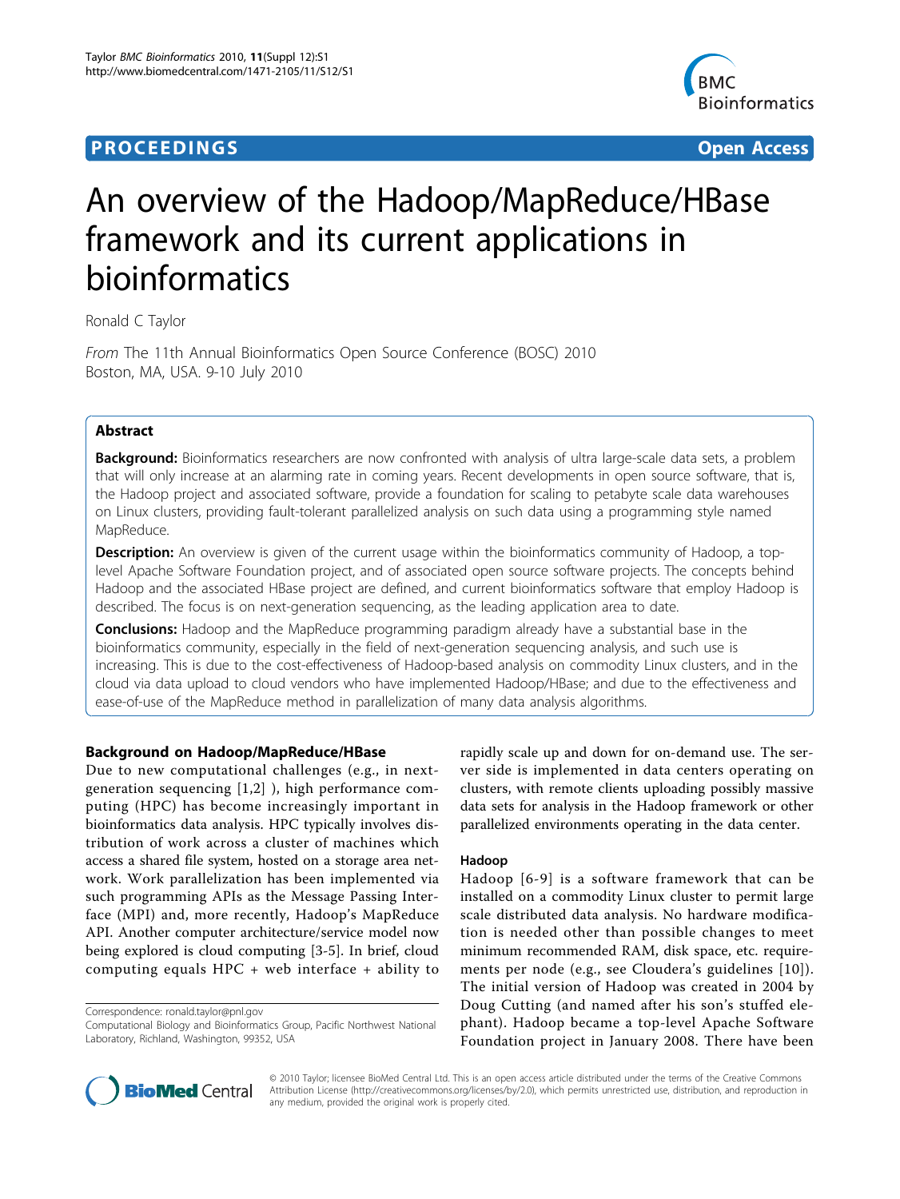PROCEEDINGS Open Access

# An overview of the Hadoop/MapReduce/HBase framework and its current applications in bioinformatics

Ronald C Taylor

*From* The 11th Annual Bioinformatics Open Source Conference (BOSC) 2010
Boston, MA, USA. 9-10 July 2010

## Abstract

**Background:** Bioinformatics researchers are now confronted with analysis of ultra large-scale data sets, a problem that will only increase at an alarming rate in coming years. Recent developments in open source software, that is, the Hadoop project and associated software, provide a foundation for scaling to petabyte scale data warehouses on Linux clusters, providing fault-tolerant parallelized analysis on such data using a programming style named MapReduce.

**Description:** An overview is given of the current usage within the bioinformatics community of Hadoop, a top-level Apache Software Foundation project, and of associated open source software projects. The concepts behind Hadoop and the associated HBase project are defined, and current bioinformatics software that employ Hadoop is described. The focus is on next-generation sequencing, as the leading application area to date.

**Conclusions:** Hadoop and the MapReduce programming paradigm already have a substantial base in the bioinformatics community, especially in the field of next-generation sequencing analysis, and such use is increasing. This is due to the cost-effectiveness of Hadoop-based analysis on commodity Linux clusters, and in the cloud via data upload to cloud vendors who have implemented Hadoop/HBase; and due to the effectiveness and ease-of-use of the MapReduce method in parallelization of many data analysis algorithms.

## Background on Hadoop/MapReduce/HBase

Due to new computational challenges (e.g., in next-generation sequencing [1,2] ), high performance computing (HPC) has become increasingly important in bioinformatics data analysis. HPC typically involves distribution of work across a cluster of machines which access a shared file system, hosted on a storage area network. Work parallelization has been implemented via such programming APIs as the Message Passing Interface (MPI) and, more recently, Hadoop's MapReduce API. Another computer architecture/service model now being explored is cloud computing [3-5]. In brief, cloud computing equals HPC + web interface + ability to rapidly scale up and down for on-demand use. The server side is implemented in data centers operating on clusters, with remote clients uploading possibly massive data sets for analysis in the Hadoop framework or other parallelized environments operating in the data center.

### Hadoop

Hadoop [6-9] is a software framework that can be installed on a commodity Linux cluster to permit large scale distributed data analysis. No hardware modification is needed other than possible changes to meet minimum recommended RAM, disk space, etc. requirements per node (e.g., see Cloudera's guidelines [10]). The initial version of Hadoop was created in 2004 by Doug Cutting (and named after his son's stuffed elephant). Hadoop became a top-level Apache Software Foundation project in January 2008. There have been

Correspondence: ronald.taylor@pnl.gov
Computational Biology and Bioinformatics Group, Pacific Northwest National Laboratory, Richland, Washington, 99352, USA

© 2010 Taylor; licensee BioMed Central Ltd. This is an open access article distributed under the terms of the Creative Commons Attribution License (http://creativecommons.org/licenses/by/2.0), which permits unrestricted use, distribution, and reproduction in any medium, provided the original work is properly cited.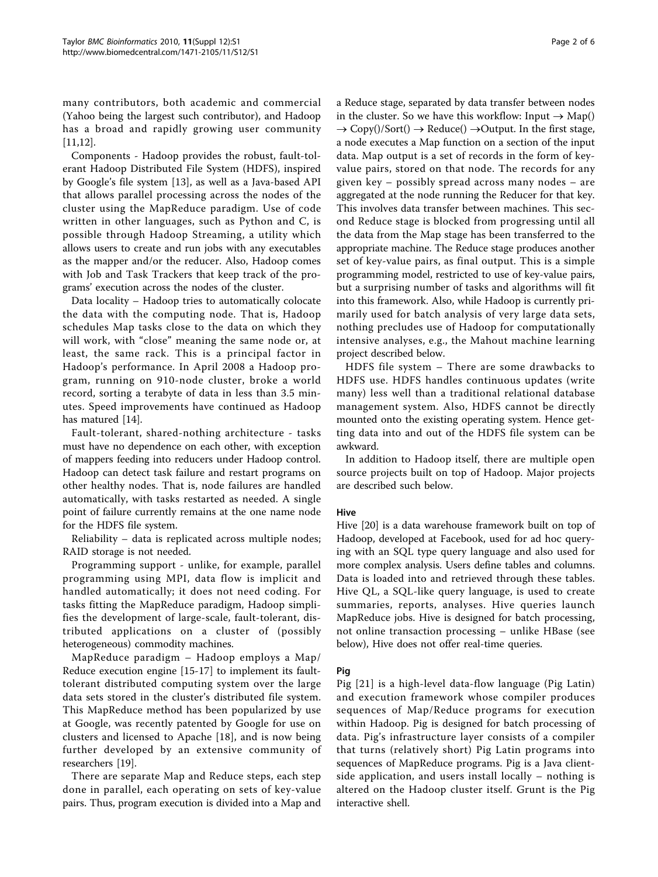many contributors, both academic and commercial (Yahoo being the largest such contributor), and Hadoop has a broad and rapidly growing user community [11,12].

Components - Hadoop provides the robust, fault-tolerant Hadoop Distributed File System (HDFS), inspired by Google's file system [13], as well as a Java-based API that allows parallel processing across the nodes of the cluster using the MapReduce paradigm. Use of code written in other languages, such as Python and C, is possible through Hadoop Streaming, a utility which allows users to create and run jobs with any executables as the mapper and/or the reducer. Also, Hadoop comes with Job and Task Trackers that keep track of the programs' execution across the nodes of the cluster.

Data locality – Hadoop tries to automatically colocate the data with the computing node. That is, Hadoop schedules Map tasks close to the data on which they will work, with "close" meaning the same node or, at least, the same rack. This is a principal factor in Hadoop's performance. In April 2008 a Hadoop program, running on 910-node cluster, broke a world record, sorting a terabyte of data in less than 3.5 minutes. Speed improvements have continued as Hadoop has matured [14].

Fault-tolerant, shared-nothing architecture - tasks must have no dependence on each other, with exception of mappers feeding into reducers under Hadoop control. Hadoop can detect task failure and restart programs on other healthy nodes. That is, node failures are handled automatically, with tasks restarted as needed. A single point of failure currently remains at the one name node for the HDFS file system.

Reliability – data is replicated across multiple nodes; RAID storage is not needed.

Programming support - unlike, for example, parallel programming using MPI, data flow is implicit and handled automatically; it does not need coding. For tasks fitting the MapReduce paradigm, Hadoop simplifies the development of large-scale, fault-tolerant, distributed applications on a cluster of (possibly heterogeneous) commodity machines.

MapReduce paradigm – Hadoop employs a Map/Reduce execution engine [15-17] to implement its fault-tolerant distributed computing system over the large data sets stored in the cluster's distributed file system. This MapReduce method has been popularized by use at Google, was recently patented by Google for use on clusters and licensed to Apache [18], and is now being further developed by an extensive community of researchers [19].

There are separate Map and Reduce steps, each step done in parallel, each operating on sets of key-value pairs. Thus, program execution is divided into a Map and a Reduce stage, separated by data transfer between nodes in the cluster. So we have this workflow: Input → Map() → Copy()/Sort() → Reduce() →Output. In the first stage, a node executes a Map function on a section of the input data. Map output is a set of records in the form of key-value pairs, stored on that node. The records for any given key – possibly spread across many nodes – are aggregated at the node running the Reducer for that key. This involves data transfer between machines. This second Reduce stage is blocked from progressing until all the data from the Map stage has been transferred to the appropriate machine. The Reduce stage produces another set of key-value pairs, as final output. This is a simple programming model, restricted to use of key-value pairs, but a surprising number of tasks and algorithms will fit into this framework. Also, while Hadoop is currently primarily used for batch analysis of very large data sets, nothing precludes use of Hadoop for computationally intensive analyses, e.g., the Mahout machine learning project described below.

HDFS file system – There are some drawbacks to HDFS use. HDFS handles continuous updates (write many) less well than a traditional relational database management system. Also, HDFS cannot be directly mounted onto the existing operating system. Hence getting data into and out of the HDFS file system can be awkward.

In addition to Hadoop itself, there are multiple open source projects built on top of Hadoop. Major projects are described such below.

### Hive

Hive [20] is a data warehouse framework built on top of Hadoop, developed at Facebook, used for ad hoc querying with an SQL type query language and also used for more complex analysis. Users define tables and columns. Data is loaded into and retrieved through these tables. Hive QL, a SQL-like query language, is used to create summaries, reports, analyses. Hive queries launch MapReduce jobs. Hive is designed for batch processing, not online transaction processing – unlike HBase (see below), Hive does not offer real-time queries.

### Pig

Pig [21] is a high-level data-flow language (Pig Latin) and execution framework whose compiler produces sequences of Map/Reduce programs for execution within Hadoop. Pig is designed for batch processing of data. Pig's infrastructure layer consists of a compiler that turns (relatively short) Pig Latin programs into sequences of MapReduce programs. Pig is a Java client-side application, and users install locally – nothing is altered on the Hadoop cluster itself. Grunt is the Pig interactive shell.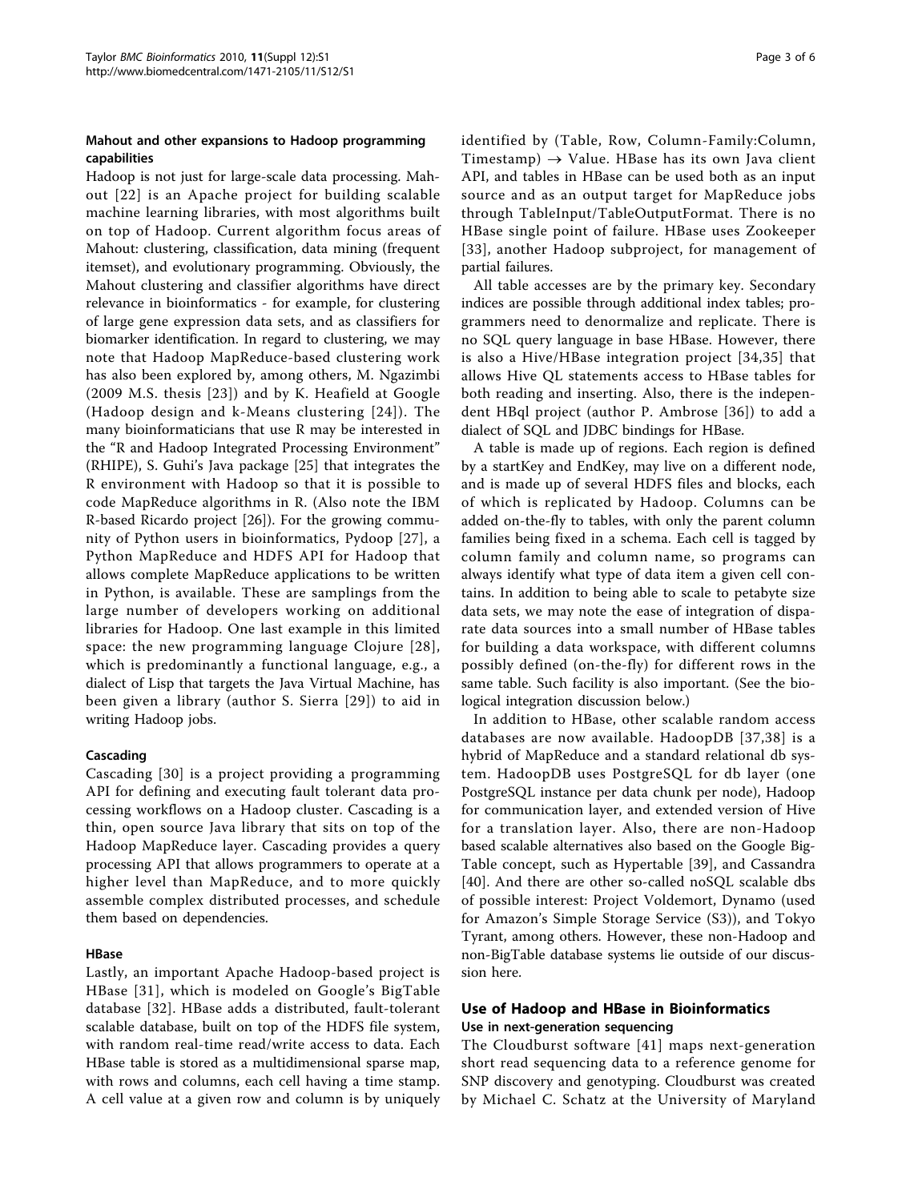### Mahout and other expansions to Hadoop programming capabilities

Hadoop is not just for large-scale data processing. Mahout [22] is an Apache project for building scalable machine learning libraries, with most algorithms built on top of Hadoop. Current algorithm focus areas of Mahout: clustering, classification, data mining (frequent itemset), and evolutionary programming. Obviously, the Mahout clustering and classifier algorithms have direct relevance in bioinformatics - for example, for clustering of large gene expression data sets, and as classifiers for biomarker identification. In regard to clustering, we may note that Hadoop MapReduce-based clustering work has also been explored by, among others, M. Ngazimbi (2009 M.S. thesis [23]) and by K. Heafield at Google (Hadoop design and k-Means clustering [24]). The many bioinformaticians that use R may be interested in the "R and Hadoop Integrated Processing Environment" (RHIPE), S. Guhi's Java package [25] that integrates the R environment with Hadoop so that it is possible to code MapReduce algorithms in R. (Also note the IBM R-based Ricardo project [26]). For the growing community of Python users in bioinformatics, Pydoop [27], a Python MapReduce and HDFS API for Hadoop that allows complete MapReduce applications to be written in Python, is available. These are samplings from the large number of developers working on additional libraries for Hadoop. One last example in this limited space: the new programming language Clojure [28], which is predominantly a functional language, e.g., a dialect of Lisp that targets the Java Virtual Machine, has been given a library (author S. Sierra [29]) to aid in writing Hadoop jobs.

### Cascading

Cascading [30] is a project providing a programming API for defining and executing fault tolerant data processing workflows on a Hadoop cluster. Cascading is a thin, open source Java library that sits on top of the Hadoop MapReduce layer. Cascading provides a query processing API that allows programmers to operate at a higher level than MapReduce, and to more quickly assemble complex distributed processes, and schedule them based on dependencies.

### HBase

Lastly, an important Apache Hadoop-based project is HBase [31], which is modeled on Google's BigTable database [32]. HBase adds a distributed, fault-tolerant scalable database, built on top of the HDFS file system, with random real-time read/write access to data. Each HBase table is stored as a multidimensional sparse map, with rows and columns, each cell having a time stamp. A cell value at a given row and column is by uniquely identified by (Table, Row, Column-Family:Column, Timestamp) → Value. HBase has its own Java client API, and tables in HBase can be used both as an input source and as an output target for MapReduce jobs through TableInput/TableOutputFormat. There is no HBase single point of failure. HBase uses Zookeeper [33], another Hadoop subproject, for management of partial failures.

All table accesses are by the primary key. Secondary indices are possible through additional index tables; programmers need to denormalize and replicate. There is no SQL query language in base HBase. However, there is also a Hive/HBase integration project [34,35] that allows Hive QL statements access to HBase tables for both reading and inserting. Also, there is the independent HBql project (author P. Ambrose [36]) to add a dialect of SQL and JDBC bindings for HBase.

A table is made up of regions. Each region is defined by a startKey and EndKey, may live on a different node, and is made up of several HDFS files and blocks, each of which is replicated by Hadoop. Columns can be added on-the-fly to tables, with only the parent column families being fixed in a schema. Each cell is tagged by column family and column name, so programs can always identify what type of data item a given cell contains. In addition to being able to scale to petabyte size data sets, we may note the ease of integration of disparate data sources into a small number of HBase tables for building a data workspace, with different columns possibly defined (on-the-fly) for different rows in the same table. Such facility is also important. (See the biological integration discussion below.)

In addition to HBase, other scalable random access databases are now available. HadoopDB [37,38] is a hybrid of MapReduce and a standard relational db system. HadoopDB uses PostgreSQL for db layer (one PostgreSQL instance per data chunk per node), Hadoop for communication layer, and extended version of Hive for a translation layer. Also, there are non-Hadoop based scalable alternatives also based on the Google BigTable concept, such as Hypertable [39], and Cassandra [40]. And there are other so-called noSQL scalable dbs of possible interest: Project Voldemort, Dynamo (used for Amazon's Simple Storage Service (S3)), and Tokyo Tyrant, among others. However, these non-Hadoop and non-BigTable database systems lie outside of our discussion here.

## Use of Hadoop and HBase in Bioinformatics

### Use in next-generation sequencing

The Cloudburst software [41] maps next-generation short read sequencing data to a reference genome for SNP discovery and genotyping. Cloudburst was created by Michael C. Schatz at the University of Maryland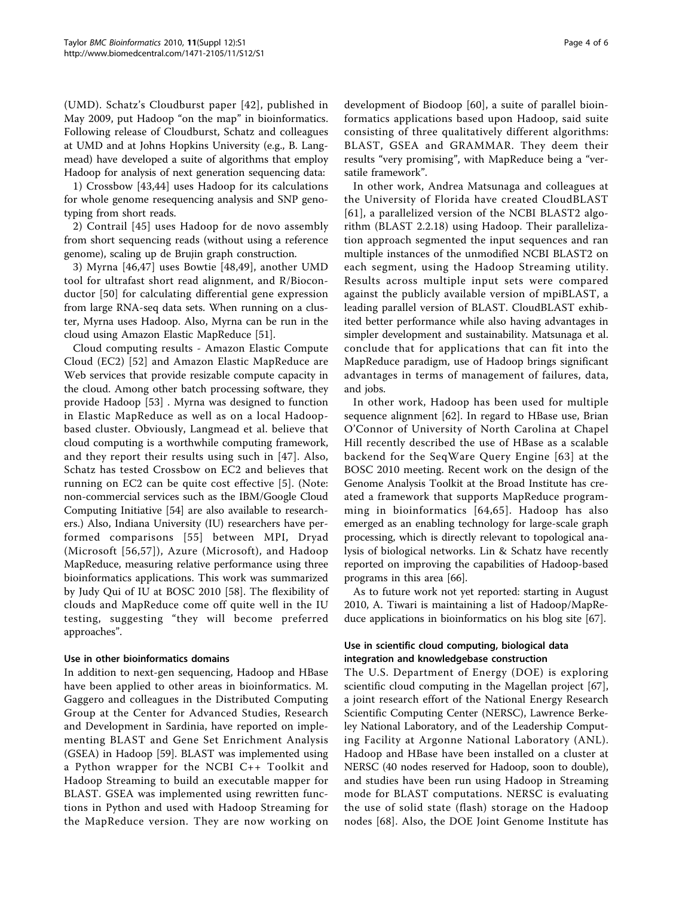(UMD). Schatz's Cloudburst paper [42], published in May 2009, put Hadoop "on the map" in bioinformatics. Following release of Cloudburst, Schatz and colleagues at UMD and at Johns Hopkins University (e.g., B. Langmead) have developed a suite of algorithms that employ Hadoop for analysis of next generation sequencing data:

1) Crossbow [43,44] uses Hadoop for its calculations for whole genome resequencing analysis and SNP genotyping from short reads.

2) Contrail [45] uses Hadoop for de novo assembly from short sequencing reads (without using a reference genome), scaling up de Brujin graph construction.

3) Myrna [46,47] uses Bowtie [48,49], another UMD tool for ultrafast short read alignment, and R/Bioconductor [50] for calculating differential gene expression from large RNA-seq data sets. When running on a cluster, Myrna uses Hadoop. Also, Myrna can be run in the cloud using Amazon Elastic MapReduce [51].

Cloud computing results - Amazon Elastic Compute Cloud (EC2) [52] and Amazon Elastic MapReduce are Web services that provide resizable compute capacity in the cloud. Among other batch processing software, they provide Hadoop [53] . Myrna was designed to function in Elastic MapReduce as well as on a local Hadoop-based cluster. Obviously, Langmead et al. believe that cloud computing is a worthwhile computing framework, and they report their results using such in [47]. Also, Schatz has tested Crossbow on EC2 and believes that running on EC2 can be quite cost effective [5]. (Note: non-commercial services such as the IBM/Google Cloud Computing Initiative [54] are also available to researchers.) Also, Indiana University (IU) researchers have performed comparisons [55] between MPI, Dryad (Microsoft [56,57]), Azure (Microsoft), and Hadoop MapReduce, measuring relative performance using three bioinformatics applications. This work was summarized by Judy Qui of IU at BOSC 2010 [58]. The flexibility of clouds and MapReduce come off quite well in the IU testing, suggesting "they will become preferred approaches".

### Use in other bioinformatics domains

In addition to next-gen sequencing, Hadoop and HBase have been applied to other areas in bioinformatics. M. Gaggero and colleagues in the Distributed Computing Group at the Center for Advanced Studies, Research and Development in Sardinia, have reported on implementing BLAST and Gene Set Enrichment Analysis (GSEA) in Hadoop [59]. BLAST was implemented using a Python wrapper for the NCBI C++ Toolkit and Hadoop Streaming to build an executable mapper for BLAST. GSEA was implemented using rewritten functions in Python and used with Hadoop Streaming for the MapReduce version. They are now working on development of Biodoop [60], a suite of parallel bioinformatics applications based upon Hadoop, said suite consisting of three qualitatively different algorithms: BLAST, GSEA and GRAMMAR. They deem their results "very promising", with MapReduce being a "versatile framework".

In other work, Andrea Matsunaga and colleagues at the University of Florida have created CloudBLAST [61], a parallelized version of the NCBI BLAST2 algorithm (BLAST 2.2.18) using Hadoop. Their parallelization approach segmented the input sequences and ran multiple instances of the unmodified NCBI BLAST2 on each segment, using the Hadoop Streaming utility. Results across multiple input sets were compared against the publicly available version of mpiBLAST, a leading parallel version of BLAST. CloudBLAST exhibited better performance while also having advantages in simpler development and sustainability. Matsunaga et al. conclude that for applications that can fit into the MapReduce paradigm, use of Hadoop brings significant advantages in terms of management of failures, data, and jobs.

In other work, Hadoop has been used for multiple sequence alignment [62]. In regard to HBase use, Brian O'Connor of University of North Carolina at Chapel Hill recently described the use of HBase as a scalable backend for the SeqWare Query Engine [63] at the BOSC 2010 meeting. Recent work on the design of the Genome Analysis Toolkit at the Broad Institute has created a framework that supports MapReduce programming in bioinformatics [64,65]. Hadoop has also emerged as an enabling technology for large-scale graph processing, which is directly relevant to topological analysis of biological networks. Lin & Schatz have recently reported on improving the capabilities of Hadoop-based programs in this area [66].

As to future work not yet reported: starting in August 2010, A. Tiwari is maintaining a list of Hadoop/MapReduce applications in bioinformatics on his blog site [67].

### Use in scientific cloud computing, biological data integration and knowledgebase construction

The U.S. Department of Energy (DOE) is exploring scientific cloud computing in the Magellan project [67], a joint research effort of the National Energy Research Scientific Computing Center (NERSC), Lawrence Berkeley National Laboratory, and of the Leadership Computing Facility at Argonne National Laboratory (ANL). Hadoop and HBase have been installed on a cluster at NERSC (40 nodes reserved for Hadoop, soon to double), and studies have been run using Hadoop in Streaming mode for BLAST computations. NERSC is evaluating the use of solid state (flash) storage on the Hadoop nodes [68]. Also, the DOE Joint Genome Institute has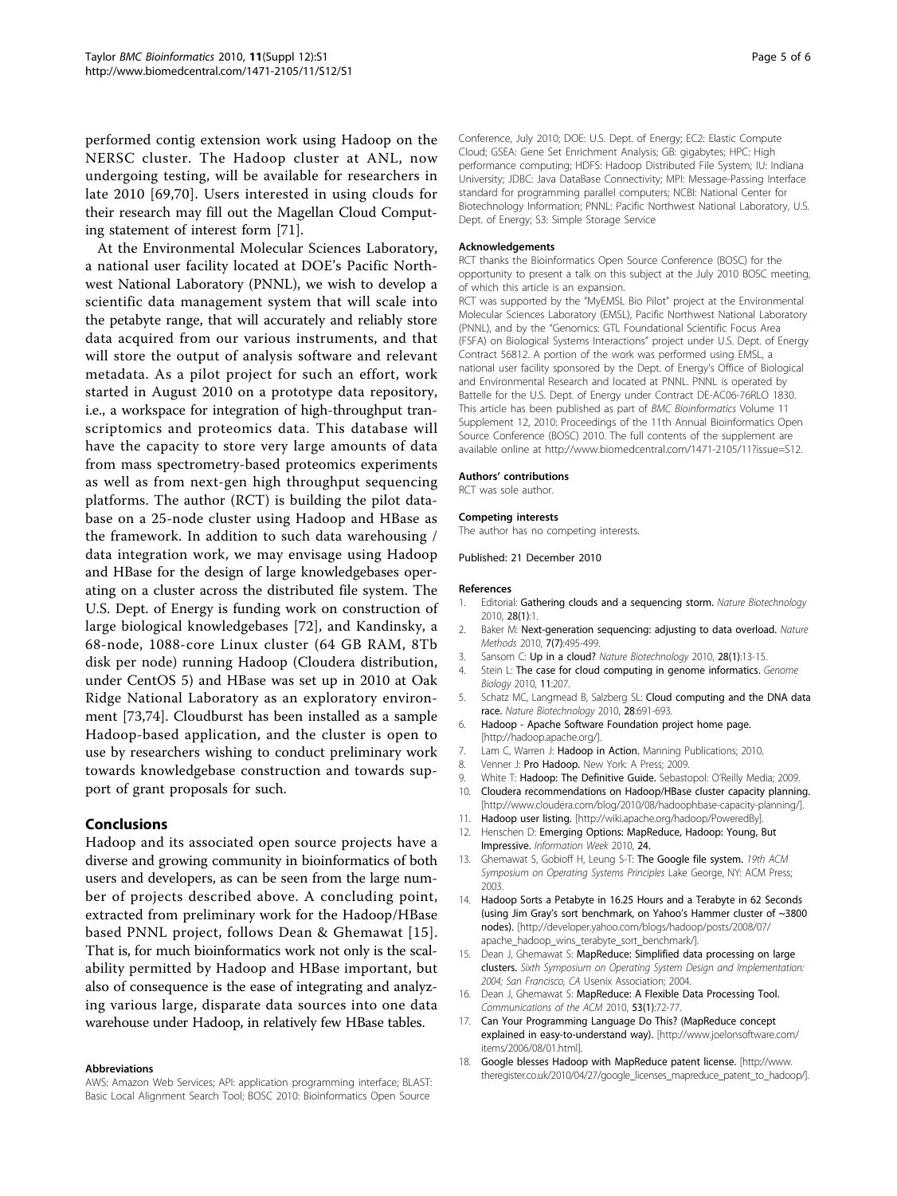performed contig extension work using Hadoop on the NERSC cluster. The Hadoop cluster at ANL, now undergoing testing, will be available for researchers in late 2010 [69,70]. Users interested in using clouds for their research may fill out the Magellan Cloud Computing statement of interest form [71].

At the Environmental Molecular Sciences Laboratory, a national user facility located at DOE's Pacific Northwest National Laboratory (PNNL), we wish to develop a scientific data management system that will scale into the petabyte range, that will accurately and reliably store data acquired from our various instruments, and that will store the output of analysis software and relevant metadata. As a pilot project for such an effort, work started in August 2010 on a prototype data repository, i.e., a workspace for integration of high-throughput transcriptomics and proteomics data. This database will have the capacity to store very large amounts of data from mass spectrometry-based proteomics experiments as well as from next-gen high throughput sequencing platforms. The author (RCT) is building the pilot database on a 25-node cluster using Hadoop and HBase as the framework. In addition to such data warehousing / data integration work, we may envisage using Hadoop and HBase for the design of large knowledgebases operating on a cluster across the distributed file system. The U.S. Dept. of Energy is funding work on construction of large biological knowledgebases [72], and Kandinsky, a 68-node, 1088-core Linux cluster (64 GB RAM, 8Tb disk per node) running Hadoop (Cloudera distribution, under CentOS 5) and HBase was set up in 2010 at Oak Ridge National Laboratory as an exploratory environment [73,74]. Cloudburst has been installed as a sample Hadoop-based application, and the cluster is open to use by researchers wishing to conduct preliminary work towards knowledgebase construction and towards support of grant proposals for such.

## Conclusions

Hadoop and its associated open source projects have a diverse and growing community in bioinformatics of both users and developers, as can be seen from the large number of projects described above. A concluding point, extracted from preliminary work for the Hadoop/HBase based PNNL project, follows Dean & Ghemawat [15]. That is, for much bioinformatics work not only is the scalability permitted by Hadoop and HBase important, but also of consequence is the ease of integrating and analyzing various large, disparate data sources into one data warehouse under Hadoop, in relatively few HBase tables.

#### Abbreviations

AWS: Amazon Web Services; API: application programming interface; BLAST: Basic Local Alignment Search Tool; BOSC 2010: Bioinformatics Open Source Conference, July 2010; DOE: U.S. Dept. of Energy; EC2: Elastic Compute Cloud; GSEA: Gene Set Enrichment Analysis; GB: gigabytes; HPC: High performance computing; HDFS: Hadoop Distributed File System; IU: Indiana University; JDBC: Java DataBase Connectivity; MPI: Message-Passing Interface standard for programming parallel computers; NCBI: National Center for Biotechnology Information; PNNL: Pacific Northwest National Laboratory, U.S. Dept. of Energy; S3: Simple Storage Service

#### Acknowledgements

RCT thanks the Bioinformatics Open Source Conference (BOSC) for the opportunity to present a talk on this subject at the July 2010 BOSC meeting, of which this article is an expansion.

RCT was supported by the "MyEMSL Bio Pilot" project at the Environmental Molecular Sciences Laboratory (EMSL), Pacific Northwest National Laboratory (PNNL), and by the "Genomics: GTL Foundational Scientific Focus Area (FSFA) on Biological Systems Interactions" project under U.S. Dept. of Energy Contract 56812. A portion of the work was performed using EMSL, a national user facility sponsored by the Dept. of Energy's Office of Biological and Environmental Research and located at PNNL. PNNL is operated by Battelle for the U.S. Dept. of Energy under Contract DE-AC06-76RLO 1830. This article has been published as part of *BMC Bioinformatics* Volume 11 Supplement 12, 2010: Proceedings of the 11th Annual Bioinformatics Open Source Conference (BOSC) 2010. The full contents of the supplement are available online at http://www.biomedcentral.com/1471-2105/11?issue=S12.

#### Authors' contributions

RCT was sole author.

#### Competing interests

The author has no competing interests.

Published: 21 December 2010

#### References

1. Editorial: **Gathering clouds and a sequencing storm.** *Nature Biotechnology* 2010, **28(1)**:1.
2. Baker M: **Next-generation sequencing: adjusting to data overload.** *Nature Methods* 2010, **7(7)**:495-499.
3. Sansom C: **Up in a cloud?** *Nature Biotechnology* 2010, **28(1)**:13-15.
4. Stein L: **The case for cloud computing in genome informatics.** *Genome Biology* 2010, **11**:207.
5. Schatz MC, Langmead B, Salzberg SL: **Cloud computing and the DNA data race.** *Nature Biotechnology* 2010, **28**:691-693.
6. **Hadoop - Apache Software Foundation project home page.** [http://hadoop.apache.org/].
7. Lam C, Warren J: **Hadoop in Action.** Manning Publications; 2010.
8. Venner J: **Pro Hadoop.** New York: A Press; 2009.
9. White T: **Hadoop: The Definitive Guide.** Sebastopol: O'Reilly Media; 2009.
10. **Cloudera recommendations on Hadoop/HBase cluster capacity planning.** [http://www.cloudera.com/blog/2010/08/hadoophbase-capacity-planning/].
11. **Hadoop user listing.** [http://wiki.apache.org/hadoop/PoweredBy].
12. Henschen D: **Emerging Options: MapReduce, Hadoop: Young, But Impressive.** *Information Week* 2010, **24**.
13. Ghemawat S, Gobioff H, Leung S-T: **The Google file system.** *19th ACM Symposium on Operating Systems Principles* Lake George, NY: ACM Press; 2003.
14. **Hadoop Sorts a Petabyte in 16.25 Hours and a Terabyte in 62 Seconds (using Jim Gray's sort benchmark, on Yahoo's Hammer cluster of ~3800 nodes).** [http://developer.yahoo.com/blogs/hadoop/posts/2008/07/apache_hadoop_wins_terabyte_sort_benchmark/].
15. Dean J, Ghemawat S: **MapReduce: Simplified data processing on large clusters.** *Sixth Symposium on Operating System Design and Implementation: 2004; San Francisco, CA* Usenix Association; 2004.
16. Dean J, Ghemawat S: **MapReduce: A Flexible Data Processing Tool.** *Communications of the ACM* 2010, **53(1)**:72-77.
17. **Can Your Programming Language Do This? (MapReduce concept explained in easy-to-understand way).** [http://www.joelonsoftware.com/items/2006/08/01.html].
18. **Google blesses Hadoop with MapReduce patent license.** [http://www.theregister.co.uk/2010/04/27/google_licenses_mapreduce_patent_to_hadoop/].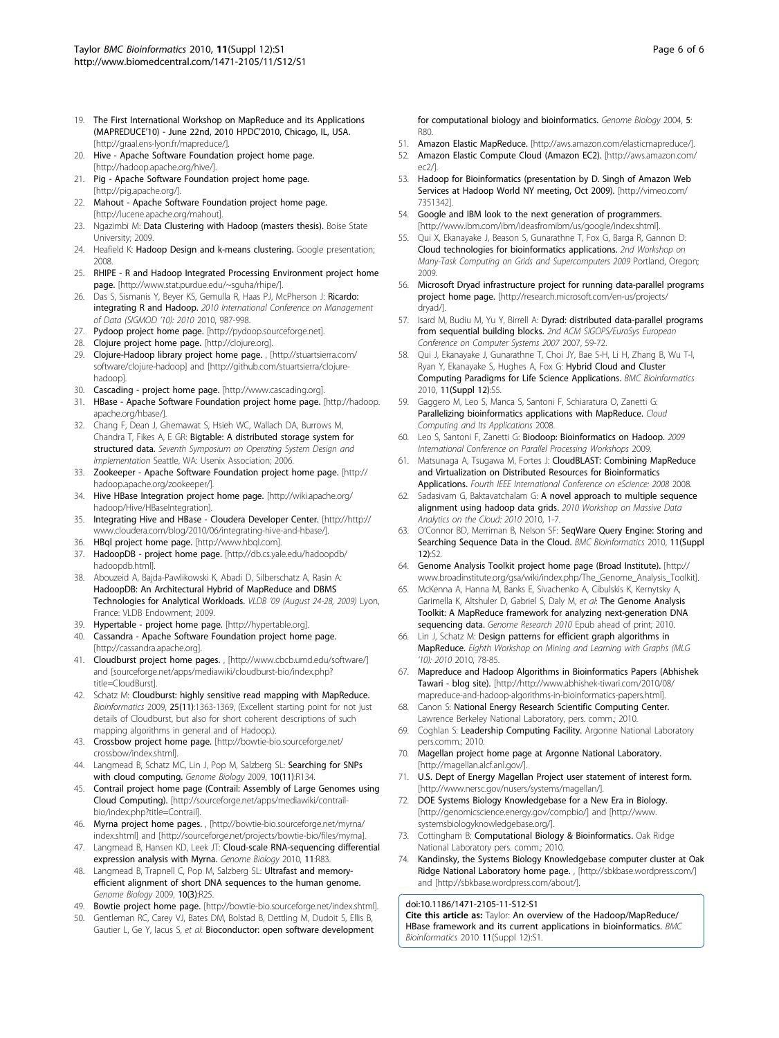19. The First International Workshop on MapReduce and its Applications (MAPREDUCE'10) - June 22nd, 2010 HPDC'2010, Chicago, IL, USA. [http://graal.ens-lyon.fr/mapreduce/].
20. Hive - Apache Software Foundation project home page. [http://hadoop.apache.org/hive/].
21. Pig - Apache Software Foundation project home page. [http://pig.apache.org/].
22. Mahout - Apache Software Foundation project home page. [http://lucene.apache.org/mahout].
23. Ngazimbi M: Data Clustering with Hadoop (masters thesis). Boise State University; 2009.
24. Heafield K: Hadoop Design and k-means clustering. Google presentation; 2008.
25. RHIPE - R and Hadoop Integrated Processing Environment project home page. [http://www.stat.purdue.edu/~sguha/rhipe/].
26. Das S, Sismanis Y, Beyer KS, Gemulla R, Haas PJ, McPherson J: Ricardo: integrating R and Hadoop. *2010 International Conference on Management of Data (SIGMOD '10): 2010* 2010, 987-998.
27. Pydoop project home page. [http://pydoop.sourceforge.net].
28. Clojure project home page. [http://clojure.org].
29. Clojure-Hadoop library project home page. , [http://stuartsierra.com/software/clojure-hadoop] and [http://github.com/stuartsierra/clojure-hadoop].
30. Cascading - project home page. [http://www.cascading.org].
31. HBase - Apache Software Foundation project home page. [http://hadoop.apache.org/hbase/].
32. Chang F, Dean J, Ghemawat S, Hsieh WC, Wallach DA, Burrows M, Chandra T, Fikes A, E GR: Bigtable: A distributed storage system for structured data. *Seventh Symposium on Operating System Design and Implementation* Seattle, WA: Usenix Association; 2006.
33. Zookeeper - Apache Software Foundation project home page. [http://hadoop.apache.org/zookeeper/].
34. Hive HBase Integration project home page. [http://wiki.apache.org/hadoop/Hive/HBaseIntegration].
35. Integrating Hive and HBase - Cloudera Developer Center. [http://http://www.cloudera.com/blog/2010/06/integrating-hive-and-hbase/].
36. HBql project home page. [http://www.hbql.com].
37. HadoopDB - project home page. [http://db.cs.yale.edu/hadoopdb/hadoopdb.html].
38. Abouzeid A, Bajda-Pawlikowski K, Abadi D, Silberschatz A, Rasin A: HadoopDB: An Architectural Hybrid of MapReduce and DBMS Technologies for Analytical Workloads. *VLDB '09 (August 24-28, 2009)* Lyon, France: VLDB Endowment; 2009.
39. Hypertable - project home page. [http://hypertable.org].
40. Cassandra - Apache Software Foundation project home page. [http://cassandra.apache.org].
41. Cloudburst project home pages. , [http://www.cbcb.umd.edu/software/] and [sourceforge.net/apps/mediawiki/cloudburst-bio/index.php?title=CloudBurst].
42. Schatz M: Cloudburst: highly sensitive read mapping with MapReduce. *Bioinformatics* 2009, 25(11):1363-1369, (Excellent starting point for not just details of Cloudburst, but also for short coherent descriptions of such mapping algorithms in general and of Hadoop.).
43. Crossbow project home page. [http://bowtie-bio.sourceforge.net/crossbow/index.shtml].
44. Langmead B, Schatz MC, Lin J, Pop M, Salzberg SL: Searching for SNPs with cloud computing. *Genome Biology* 2009, 10(11):R134.
45. Contrail project home page (Contrail: Assembly of Large Genomes using Cloud Computing). [http://sourceforge.net/apps/mediawiki/contrail-bio/index.php?title=Contrail].
46. Myrna project home pages. , [http://bowtie-bio.sourceforge.net/myrna/index.shtml] and [http://sourceforge.net/projects/bowtie-bio/files/myrna].
47. Langmead B, Hansen KD, Leek JT: Cloud-scale RNA-sequencing differential expression analysis with Myrna. *Genome Biology* 2010, 11:R83.
48. Langmead B, Trapnell C, Pop M, Salzberg SL: Ultrafast and memory-efficient alignment of short DNA sequences to the human genome. *Genome Biology* 2009, 10(3):R25.
49. Bowtie project home page. [http://bowtie-bio.sourceforge.net/index.shtml].
50. Gentleman RC, Carey VJ, Bates DM, Bolstad B, Dettling M, Dudoit S, Ellis B, Gautier L, Ge Y, Iacus S, *et al*: Bioconductor: open software development for computational biology and bioinformatics. *Genome Biology* 2004, 5:R80.
51. Amazon Elastic MapReduce. [http://aws.amazon.com/elasticmapreduce/].
52. Amazon Elastic Compute Cloud (Amazon EC2). [http://aws.amazon.com/ec2/].
53. Hadoop for Bioinformatics (presentation by D. Singh of Amazon Web Services at Hadoop World NY meeting, Oct 2009). [http://vimeo.com/7351342].
54. Google and IBM look to the next generation of programmers. [http://www.ibm.com/ibm/ideasfromibm/us/google/index.shtml].
55. Qui X, Ekanayake J, Beason S, Gunarathne T, Fox G, Barga R, Gannon D: Cloud technologies for bioinformatics applications. *2nd Workshop on Many-Task Computing on Grids and Supercomputers 2009* Portland, Oregon; 2009.
56. Microsoft Dryad infrastructure project for running data-parallel programs project home page. [http://research.microsoft.com/en-us/projects/dryad/].
57. Isard M, Budiu M, Yu Y, Birrell A: Dyrad: distributed data-parallel programs from sequential building blocks. *2nd ACM SIGOPS/EuroSys European Conference on Computer Systems 2007* 2007, 59-72.
58. Qui J, Ekanayake J, Gunarathne T, Choi JY, Bae S-H, Li H, Zhang B, Wu T-l, Ryan Y, Ekanayake S, Hughes A, Fox G: Hybrid Cloud and Cluster Computing Paradigms for Life Science Applications. *BMC Bioinformatics* 2010, 11(Suppl 12):S5.
59. Gaggero M, Leo S, Manca S, Santoni F, Schiaratura O, Zanetti G: Parallelizing bioinformatics applications with MapReduce. *Cloud Computing and Its Applications* 2008.
60. Leo S, Santoni F, Zanetti G: Biodoop: Bioinformatics on Hadoop. *2009 International Conference on Parallel Processing Workshops* 2009.
61. Matsunaga A, Tsugawa M, Fortes J: CloudBLAST: Combining MapReduce and Virtualization on Distributed Resources for Bioinformatics Applications. *Fourth IEEE International Conference on eScience: 2008* 2008.
62. Sadasivam G, Baktavatchalam G: A novel approach to multiple sequence alignment using hadoop data grids. *2010 Workshop on Massive Data Analytics on the Cloud: 2010* 2010, 1-7.
63. O'Connor BD, Merriman B, Nelson SF: SeqWare Query Engine: Storing and Searching Sequence Data in the Cloud. *BMC Bioinformatics* 2010, 11(Suppl 12):S2.
64. Genome Analysis Toolkit project home page (Broad Institute). [http://www.broadinstitute.org/gsa/wiki/index.php/The_Genome_Analysis_Toolkit].
65. McKenna A, Hanna M, Banks E, Sivachenko A, Cibulskis K, Kernytsky A, Garimella K, Altshuler D, Gabriel S, Daly M, *et al*: The Genome Analysis Toolkit: A MapReduce framework for analyzing next-generation DNA sequencing data. *Genome Research 2010* Epub ahead of print; 2010.
66. Lin J, Schatz M: Design patterns for efficient graph algorithms in MapReduce. *Eighth Workshop on Mining and Learning with Graphs (MLG '10): 2010* 2010, 78-85.
67. Mapreduce and Hadoop Algorithms in Bioinformatics Papers (Abhishek Tawari - blog site). [http://http://www.abhishek-tiwari.com/2010/08/mapreduce-and-hadoop-algorithms-in-bioinformatics-papers.html].
68. Canon S: National Energy Research Scientific Computing Center. Lawrence Berkeley National Laboratory, pers. comm.; 2010.
69. Coghlan S: Leadership Computing Facility. Argonne National Laboratory pers.comm.; 2010.
70. Magellan project home page at Argonne National Laboratory. [http://magellan.alcf.anl.gov/].
71. U.S. Dept of Energy Magellan Project user statement of interest form. [http://www.nersc.gov/nusers/systems/magellan/].
72. DOE Systems Biology Knowledgebase for a New Era in Biology. [http://genomicscience.energy.gov/compbio/] and [http://www.systemsbiologyknowledgebase.org/].
73. Cottingham B: Computational Biology & Bioinformatics. Oak Ridge National Laboratory pers. comm.; 2010.
74. Kandinsky, the Systems Biology Knowledgebase computer cluster at Oak Ridge National Laboratory home page. , [http://sbkbase.wordpress.com/] and [http://sbkbase.wordpress.com/about/].

doi:10.1186/1471-2105-11-S12-S1

**Cite this article as:** Taylor: An overview of the Hadoop/MapReduce/HBase framework and its current applications in bioinformatics. *BMC Bioinformatics* 2010 11(Suppl 12):S1.